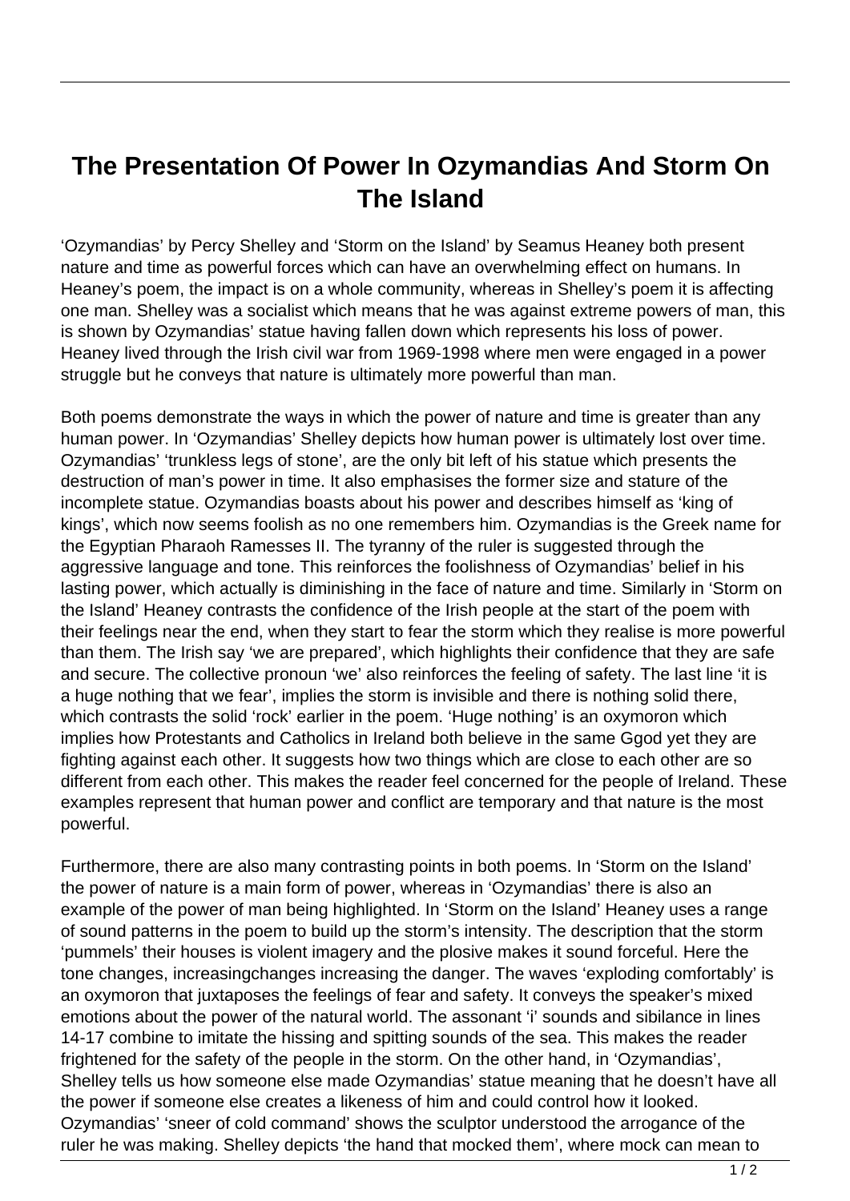# The Presentation Of Power In Ozymandias And Storm On The Island

'Ozymandias' by Percy Shelley and 'Storm on the Island' by Seamus Heaney both present nature and time as powerful forces which can have an overwhelming effect on humans. In Heaney's poem, the impact is on a whole community, whereas in Shelley's poem it is affecting one man. Shelley was a socialist which means that he was against extreme powers of man, this is shown by Ozymandias' statue having fallen down which represents his loss of power. Heaney lived through the Irish civil war from 1969-1998 where men were engaged in a power struggle but he conveys that nature is ultimately more powerful than man.

Both poems demonstrate the ways in which the power of nature and time is greater than any human power. In 'Ozymandias' Shelley depicts how human power is ultimately lost over time. Ozymandias' 'trunkless legs of stone', are the only bit left of his statue which presents the destruction of man's power in time. It also emphasises the former size and stature of the incomplete statue. Ozymandias boasts about his power and describes himself as 'king of kings', which now seems foolish as no one remembers him. Ozymandias is the Greek name for the Egyptian Pharaoh Ramesses II. The tyranny of the ruler is suggested through the aggressive language and tone. This reinforces the foolishness of Ozymandias' belief in his lasting power, which actually is diminishing in the face of nature and time. Similarly in 'Storm on the Island' Heaney contrasts the confidence of the Irish people at the start of the poem with their feelings near the end, when they start to fear the storm which they realise is more powerful than them. The Irish say 'we are prepared', which highlights their confidence that they are safe and secure. The collective pronoun 'we' also reinforces the feeling of safety. The last line 'it is a huge nothing that we fear', implies the storm is invisible and there is nothing solid there, which contrasts the solid 'rock' earlier in the poem. 'Huge nothing' is an oxymoron which implies how Protestants and Catholics in Ireland both believe in the same Ggod yet they are fighting against each other. It suggests how two things which are close to each other are so different from each other. This makes the reader feel concerned for the people of Ireland. These examples represent that human power and conflict are temporary and that nature is the most powerful.

Furthermore, there are also many contrasting points in both poems. In 'Storm on the Island' the power of nature is a main form of power, whereas in 'Ozymandias' there is also an example of the power of man being highlighted. In 'Storm on the Island' Heaney uses a range of sound patterns in the poem to build up the storm's intensity. The description that the storm 'pummels' their houses is violent imagery and the plosive makes it sound forceful. Here the tone changes, increasingchanges increasing the danger. The waves 'exploding comfortably' is an oxymoron that juxtaposes the feelings of fear and safety. It conveys the speaker's mixed emotions about the power of the natural world. The assonant 'i' sounds and sibilance in lines 14-17 combine to imitate the hissing and spitting sounds of the sea. This makes the reader frightened for the safety of the people in the storm. On the other hand, in 'Ozymandias', Shelley tells us how someone else made Ozymandias' statue meaning that he doesn't have all the power if someone else creates a likeness of him and could control how it looked. Ozymandias' 'sneer of cold command' shows the sculptor understood the arrogance of the ruler he was making. Shelley depicts 'the hand that mocked them', where mock can mean to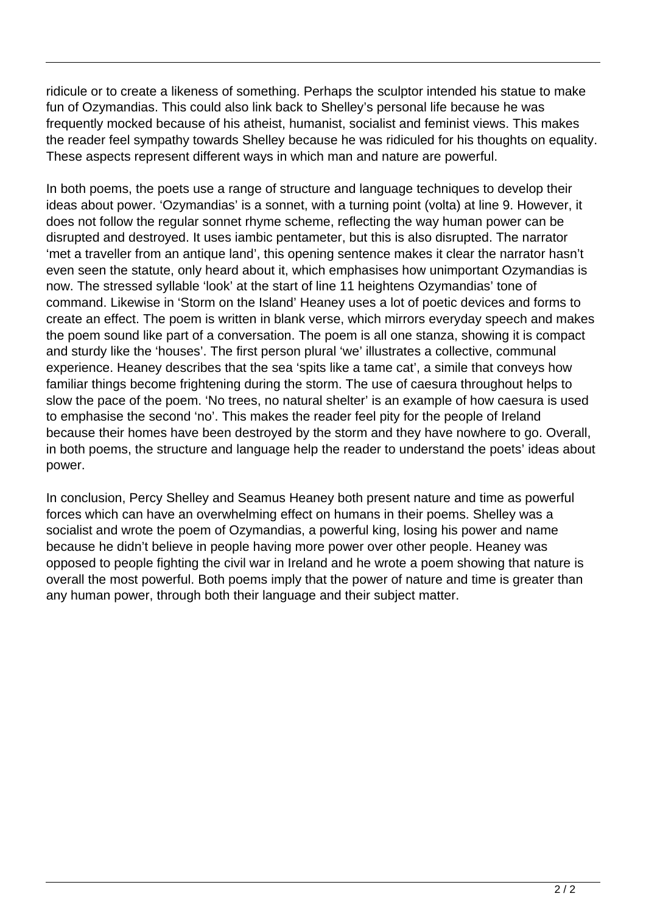ridicule or to create a likeness of something. Perhaps the sculptor intended his statue to make fun of Ozymandias. This could also link back to Shelley's personal life because he was frequently mocked because of his atheist, humanist, socialist and feminist views. This makes the reader feel sympathy towards Shelley because he was ridiculed for his thoughts on equality. These aspects represent different ways in which man and nature are powerful.

In both poems, the poets use a range of structure and language techniques to develop their ideas about power. 'Ozymandias' is a sonnet, with a turning point (volta) at line 9. However, it does not follow the regular sonnet rhyme scheme, reflecting the way human power can be disrupted and destroyed. It uses iambic pentameter, but this is also disrupted. The narrator 'met a traveller from an antique land', this opening sentence makes it clear the narrator hasn't even seen the statute, only heard about it, which emphasises how unimportant Ozymandias is now. The stressed syllable 'look' at the start of line 11 heightens Ozymandias' tone of command. Likewise in 'Storm on the Island' Heaney uses a lot of poetic devices and forms to create an effect. The poem is written in blank verse, which mirrors everyday speech and makes the poem sound like part of a conversation. The poem is all one stanza, showing it is compact and sturdy like the 'houses'. The first person plural 'we' illustrates a collective, communal experience. Heaney describes that the sea 'spits like a tame cat', a simile that conveys how familiar things become frightening during the storm. The use of caesura throughout helps to slow the pace of the poem. 'No trees, no natural shelter' is an example of how caesura is used to emphasise the second 'no'. This makes the reader feel pity for the people of Ireland because their homes have been destroyed by the storm and they have nowhere to go. Overall, in both poems, the structure and language help the reader to understand the poets' ideas about power.

In conclusion, Percy Shelley and Seamus Heaney both present nature and time as powerful forces which can have an overwhelming effect on humans in their poems. Shelley was a socialist and wrote the poem of Ozymandias, a powerful king, losing his power and name because he didn't believe in people having more power over other people. Heaney was opposed to people fighting the civil war in Ireland and he wrote a poem showing that nature is overall the most powerful. Both poems imply that the power of nature and time is greater than any human power, through both their language and their subject matter.